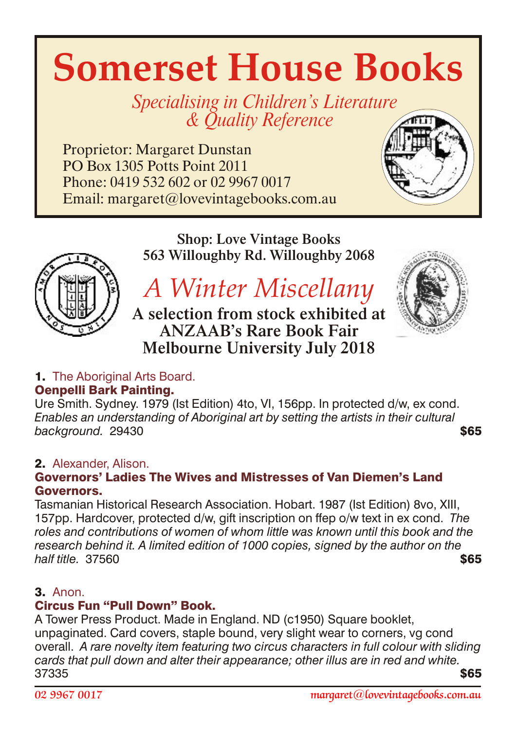# Somerset House Books

*Specialising in Children's Literature & Quality Reference*

Proprietor: Margaret Dunstan
PO Box 1305 Potts Point 2011
Phone: 0419 532 602 or 02 9967 0017
Email: margaret@lovevintagebooks.com.au

**Shop: Love Vintage Books**
**563 Willoughby Rd. Willoughby 2068**

## *A Winter Miscellany*

**A selection from stock exhibited at ANZAAB's Rare Book Fair Melbourne University July 2018**

**1.** The Aboriginal Arts Board.
**Oenpelli Bark Painting.**
Ure Smith. Sydney. 1979 (Ist Edition) 4to, VI, 156pp. In protected d/w, ex cond. *Enables an understanding of Aboriginal art by setting the artists in their cultural background.* 29430 **$65**

**2.** Alexander, Alison.
**Governors' Ladies The Wives and Mistresses of Van Diemen's Land Governors.**
Tasmanian Historical Research Association. Hobart. 1987 (Ist Edition) 8vo, XIII, 157pp. Hardcover, protected d/w, gift inscription on ffep o/w text in ex cond. *The roles and contributions of women of whom little was known until this book and the research behind it. A limited edition of 1000 copies, signed by the author on the half title.* 37560 **$65**

**3.** Anon.
**Circus Fun "Pull Down" Book.**
A Tower Press Product. Made in England. ND (c1950) Square booklet, unpaginated. Card covers, staple bound, very slight wear to corners, vg cond overall. *A rare novelty item featuring two circus characters in full colour with sliding cards that pull down and alter their appearance; other illus are in red and white.* 37335 **$65**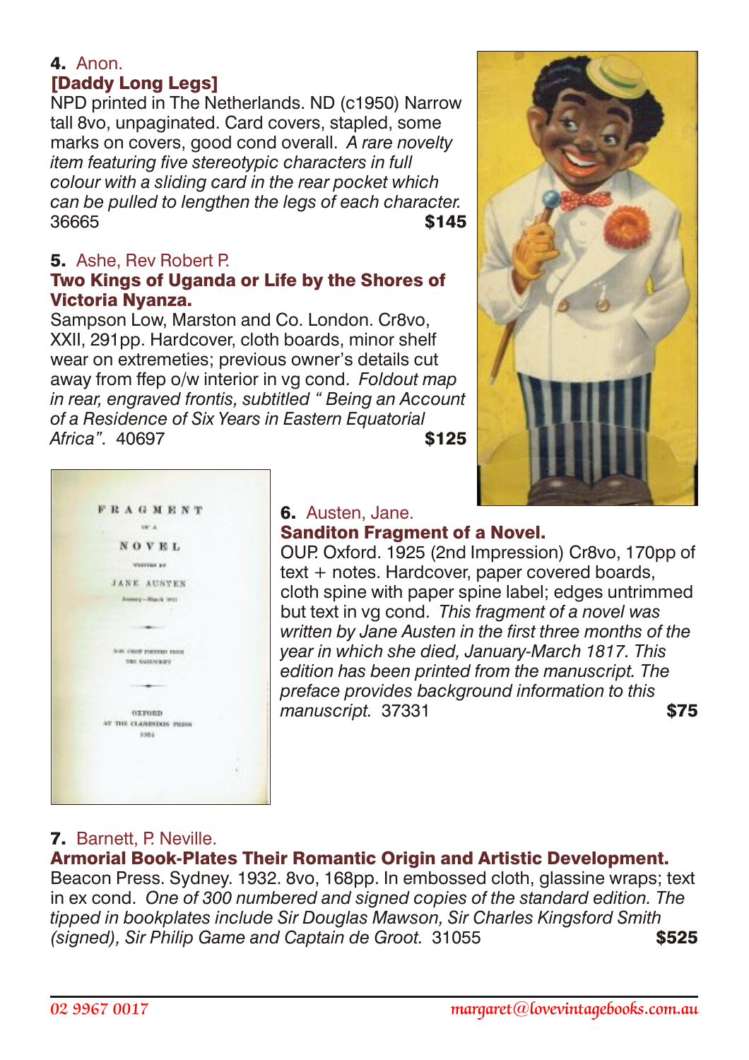**4.** Anon.

**[Daddy Long Legs]**

NPD printed in The Netherlands. ND (c1950) Narrow tall 8vo, unpaginated. Card covers, stapled, some marks on covers, good cond overall. *A rare novelty item featuring five stereotypic characters in full colour with a sliding card in the rear pocket which can be pulled to lengthen the legs of each character.* 36665 **$145**

**5.** Ashe, Rev Robert P.

**Two Kings of Uganda or Life by the Shores of Victoria Nyanza.**

Sampson Low, Marston and Co. London. Cr8vo, XXII, 291pp. Hardcover, cloth boards, minor shelf wear on extremeties; previous owner's details cut away from ffep o/w interior in vg cond. *Foldout map in rear, engraved frontis, subtitled " Being an Account of a Residence of Six Years in Eastern Equatorial Africa".* 40697 **$125**

**6.** Austen, Jane.

**Sanditon Fragment of a Novel.**

OUP. Oxford. 1925 (2nd Impression) Cr8vo, 170pp of text + notes. Hardcover, paper covered boards, cloth spine with paper spine label; edges untrimmed but text in vg cond. *This fragment of a novel was written by Jane Austen in the first three months of the year in which she died, January-March 1817. This edition has been printed from the manuscript. The preface provides background information to this manuscript.* 37331 **$75**

**7.** Barnett, P. Neville.

**Armorial Book-Plates Their Romantic Origin and Artistic Development.**

Beacon Press. Sydney. 1932. 8vo, 168pp. In embossed cloth, glassine wraps; text in ex cond. *One of 300 numbered and signed copies of the standard edition. The tipped in bookplates include Sir Douglas Mawson, Sir Charles Kingsford Smith (signed), Sir Philip Game and Captain de Groot.* 31055 **$525**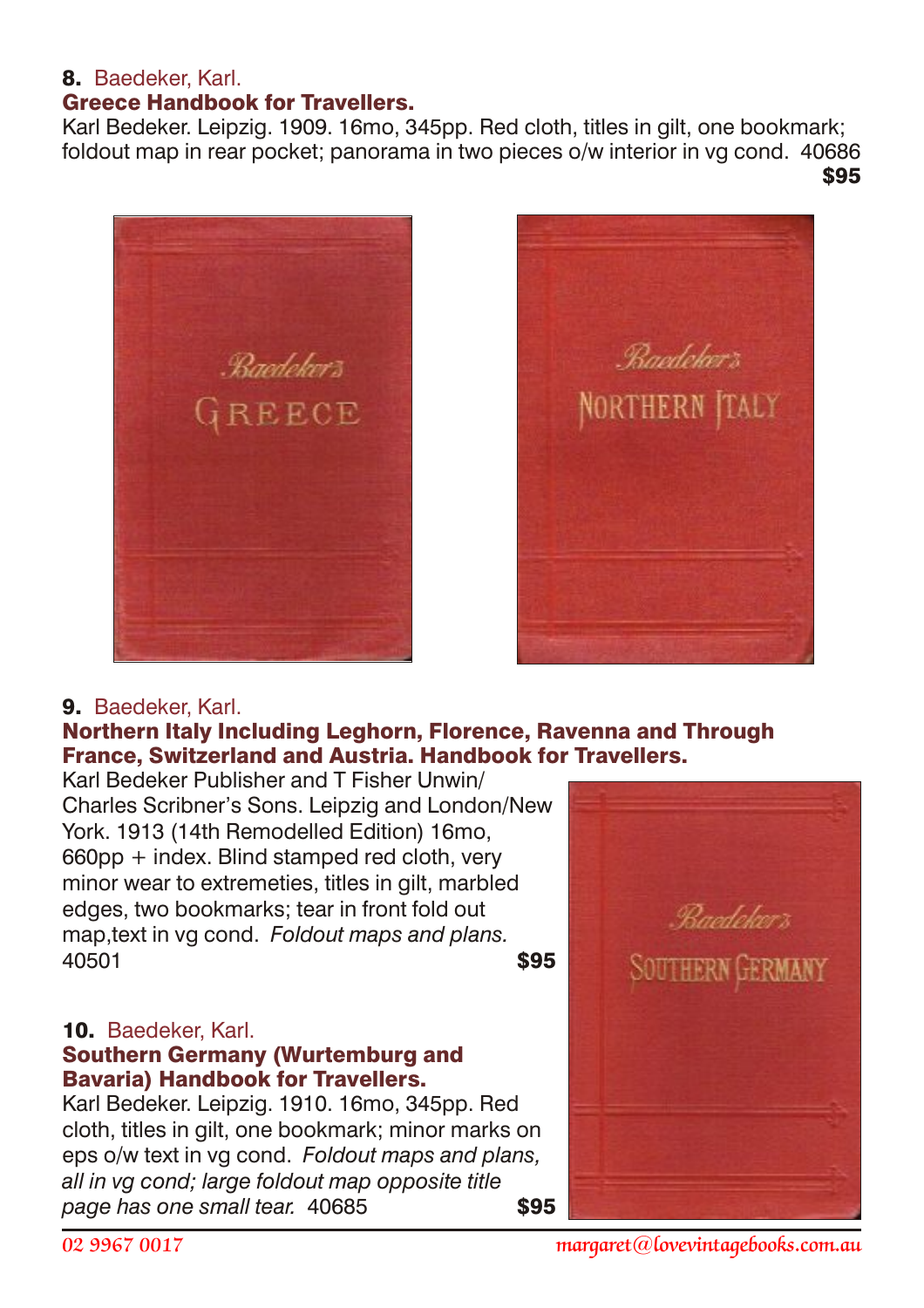**8.** Baedeker, Karl.
**Greece Handbook for Travellers.**
Karl Bedeker. Leipzig. 1909. 16mo, 345pp. Red cloth, titles in gilt, one bookmark; foldout map in rear pocket; panorama in two pieces o/w interior in vg cond. 40686
**$95**

**9.** Baedeker, Karl.
**Northern Italy Including Leghorn, Florence, Ravenna and Through France, Switzerland and Austria. Handbook for Travellers.**
Karl Bedeker Publisher and T Fisher Unwin/ Charles Scribner's Sons. Leipzig and London/New York. 1913 (14th Remodelled Edition) 16mo, 660pp + index. Blind stamped red cloth, very minor wear to extremeties, titles in gilt, marbled edges, two bookmarks; tear in front fold out map,text in vg cond. *Foldout maps and plans.* 40501
**$95**

**10.** Baedeker, Karl.
**Southern Germany (Wurtemburg and Bavaria) Handbook for Travellers.**
Karl Bedeker. Leipzig. 1910. 16mo, 345pp. Red cloth, titles in gilt, one bookmark; minor marks on eps o/w text in vg cond. *Foldout maps and plans, all in vg cond; large foldout map opposite title page has one small tear.* 40685
**$95**

02 9967 0017 margaret@lovevintagebooks.com.au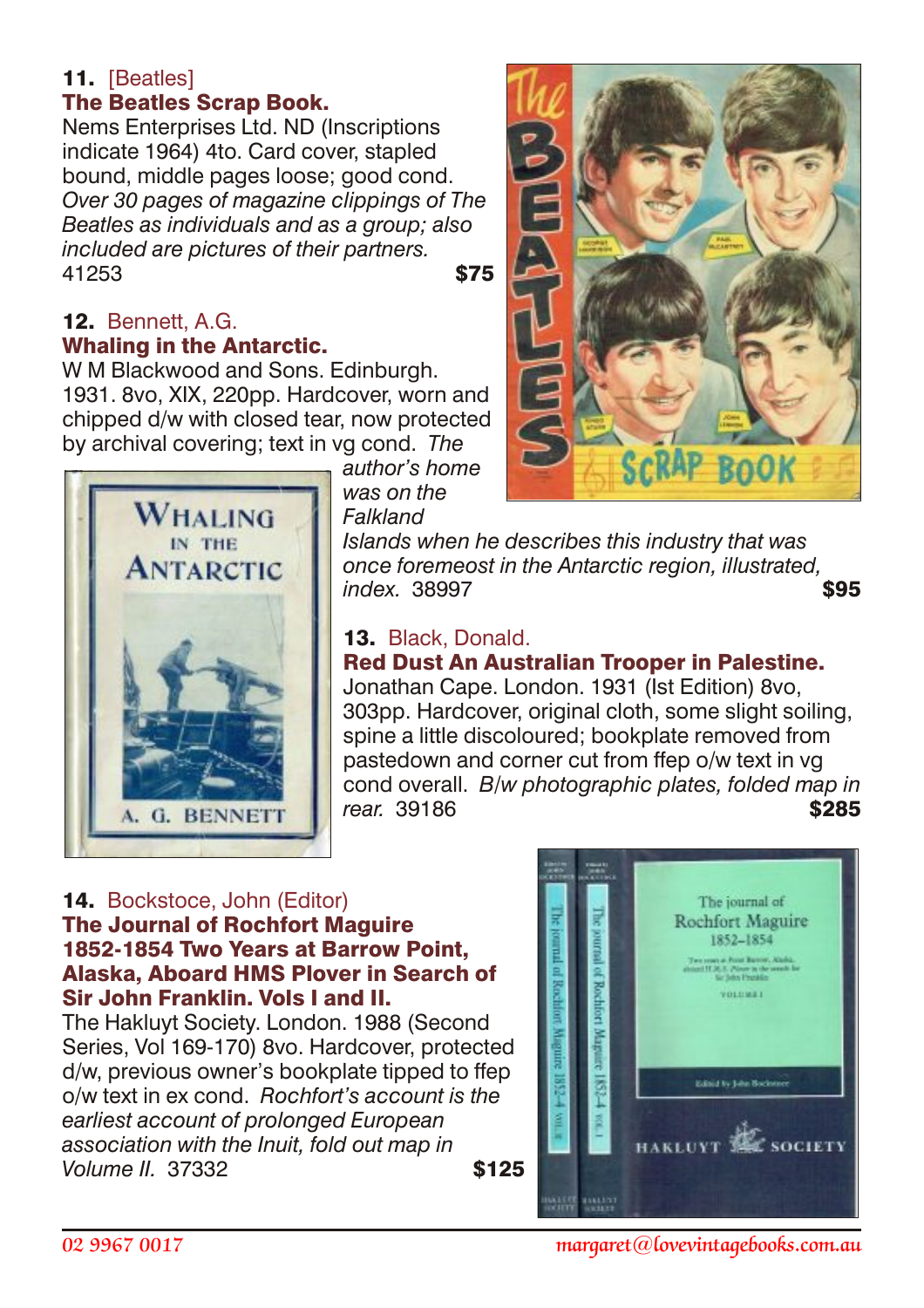**11.** [Beatles]
**The Beatles Scrap Book.**
Nems Enterprises Ltd. ND (Inscriptions indicate 1964) 4to. Card cover, stapled bound, middle pages loose; good cond. *Over 30 pages of magazine clippings of The Beatles as individuals and as a group; also included are pictures of their partners.* 41253 **$75**

**12.** Bennett, A.G.
**Whaling in the Antarctic.**
W M Blackwood and Sons. Edinburgh. 1931. 8vo, XIX, 220pp. Hardcover, worn and chipped d/w with closed tear, now protected by archival covering; text in vg cond. *The author's home was on the Falkland Islands when he describes this industry that was once foremeost in the Antarctic region, illustrated, index.* 38997 **$95**

**13.** Black, Donald.
**Red Dust An Australian Trooper in Palestine.**
Jonathan Cape. London. 1931 (Ist Edition) 8vo, 303pp. Hardcover, original cloth, some slight soiling, spine a little discoloured; bookplate removed from pastedown and corner cut from ffep o/w text in vg cond overall. *B/w photographic plates, folded map in rear.* 39186 **$285**

**14.** Bockstoce, John (Editor)
**The Journal of Rochfort Maguire 1852-1854 Two Years at Barrow Point, Alaska, Aboard HMS Plover in Search of Sir John Franklin. Vols I and II.**
The Hakluyt Society. London. 1988 (Second Series, Vol 169-170) 8vo. Hardcover, protected d/w, previous owner's bookplate tipped to ffep o/w text in ex cond. *Rochfort's account is the earliest account of prolonged European association with the Inuit, fold out map in Volume II.* 37332 **$125**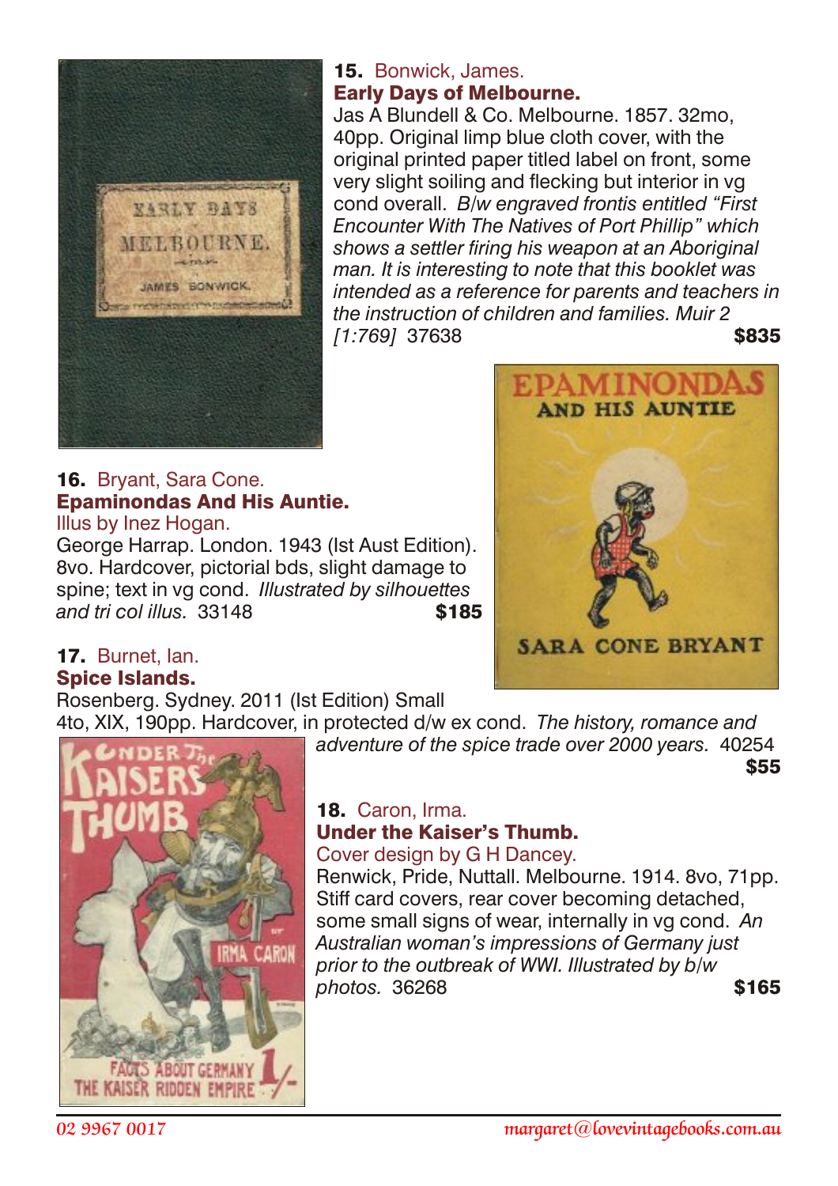**15.** Bonwick, James.
**Early Days of Melbourne.**
Jas A Blundell & Co. Melbourne. 1857. 32mo, 40pp. Original limp blue cloth cover, with the original printed paper titled label on front, some very slight soiling and flecking but interior in vg cond overall. *B/w engraved frontis entitled "First Encounter With The Natives of Port Phillip" which shows a settler firing his weapon at an Aboriginal man. It is interesting to note that this booklet was intended as a reference for parents and teachers in the instruction of children and families. Muir 2 [1:769]* 37638 **$835**

**16.** Bryant, Sara Cone.
**Epaminondas And His Auntie.**
Illus by Inez Hogan.
George Harrap. London. 1943 (Ist Aust Edition). 8vo. Hardcover, pictorial bds, slight damage to spine; text in vg cond. *Illustrated by silhouettes and tri col illus.* 33148 **$185**

**17.** Burnet, Ian.
**Spice Islands.**
Rosenberg. Sydney. 2011 (Ist Edition) Small 4to, XIX, 190pp. Hardcover, in protected d/w ex cond. *The history, romance and adventure of the spice trade over 2000 years.* 40254 **$55**

**18.** Caron, Irma.
**Under the Kaiser's Thumb.**
Cover design by G H Dancey.
Renwick, Pride, Nuttall. Melbourne. 1914. 8vo, 71pp. Stiff card covers, rear cover becoming detached, some small signs of wear, internally in vg cond. *An Australian woman's impressions of Germany just prior to the outbreak of WWI. Illustrated by b/w photos.* 36268 **$165**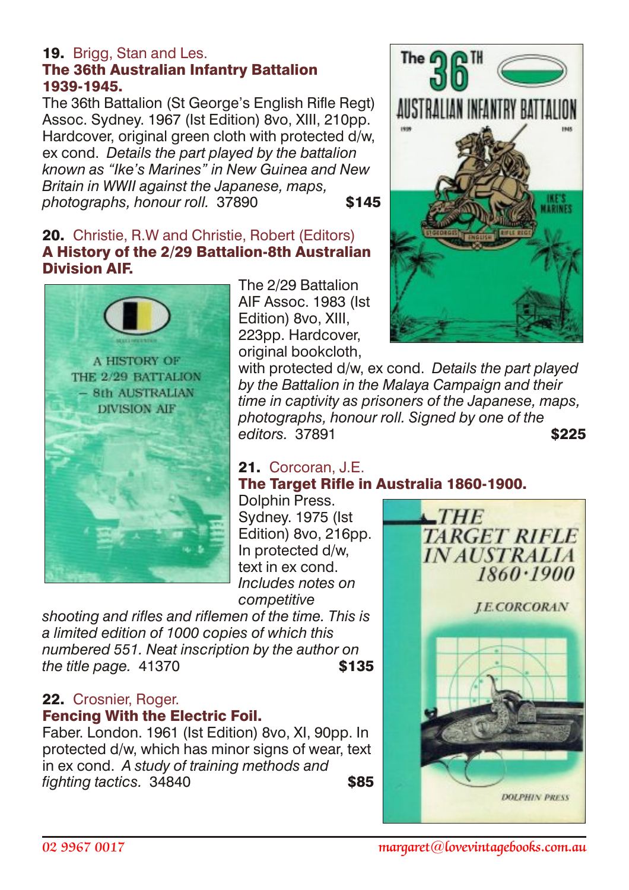**19.** Brigg, Stan and Les.
**The 36th Australian Infantry Battalion 1939-1945.**
The 36th Battalion (St George's English Rifle Regt) Assoc. Sydney. 1967 (Ist Edition) 8vo, XIII, 210pp. Hardcover, original green cloth with protected d/w, ex cond. *Details the part played by the battalion known as "Ike's Marines" in New Guinea and New Britain in WWII against the Japanese, maps, photographs, honour roll.* 37890 **$145**

**20.** Christie, R.W and Christie, Robert (Editors)
**A History of the 2/29 Battalion-8th Australian Division AIF.**
The 2/29 Battalion AIF Assoc. 1983 (Ist Edition) 8vo, XIII, 223pp. Hardcover, original bookcloth, with protected d/w, ex cond. *Details the part played by the Battalion in the Malaya Campaign and their time in captivity as prisoners of the Japanese, maps, photographs, honour roll. Signed by one of the editors.* 37891 **$225**

**21.** Corcoran, J.E.
**The Target Rifle in Australia 1860-1900.**
Dolphin Press. Sydney. 1975 (Ist Edition) 8vo, 216pp. In protected d/w, text in ex cond. *Includes notes on competitive shooting and rifles and riflemen of the time. This is a limited edition of 1000 copies of which this numbered 551. Neat inscription by the author on the title page.* 41370 **$135**

**22.** Crosnier, Roger.
**Fencing With the Electric Foil.**
Faber. London. 1961 (Ist Edition) 8vo, XI, 90pp. In protected d/w, which has minor signs of wear, text in ex cond. *A study of training methods and fighting tactics.* 34840 **$85**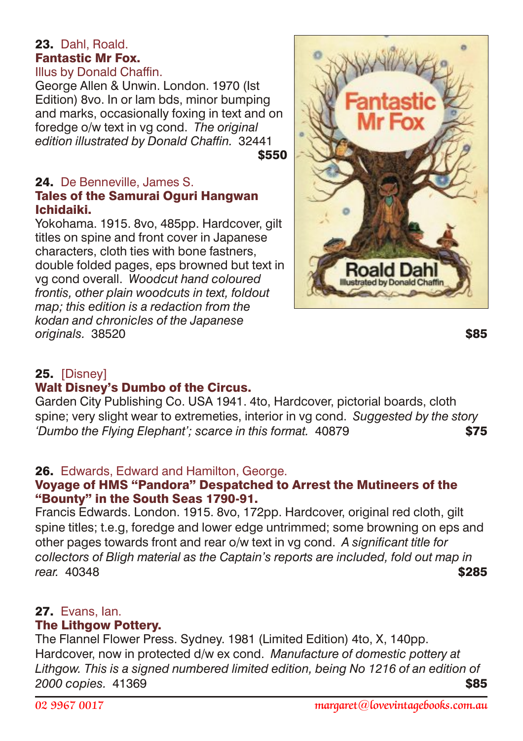**23.** Dahl, Roald.
**Fantastic Mr Fox.**
Illus by Donald Chaffin.
George Allen & Unwin. London. 1970 (Ist Edition) 8vo. In or lam bds, minor bumping and marks, occasionally foxing in text and on foredge o/w text in vg cond. *The original edition illustrated by Donald Chaffin.* 32441
**$550**

**24.** De Benneville, James S.
**Tales of the Samurai Oguri Hangwan Ichidaiki.**
Yokohama. 1915. 8vo, 485pp. Hardcover, gilt titles on spine and front cover in Japanese characters, cloth ties with bone fastners, double folded pages, eps browned but text in vg cond overall. *Woodcut hand coloured frontis, other plain woodcuts in text, foldout map; this edition is a redaction from the kodan and chronicles of the Japanese originals.* 38520
**$85**

**25.** [Disney]
**Walt Disney's Dumbo of the Circus.**
Garden City Publishing Co. USA 1941. 4to, Hardcover, pictorial boards, cloth spine; very slight wear to extremeties, interior in vg cond. *Suggested by the story 'Dumbo the Flying Elephant'; scarce in this format.* 40879
**$75**

**26.** Edwards, Edward and Hamilton, George.
**Voyage of HMS "Pandora" Despatched to Arrest the Mutineers of the "Bounty" in the South Seas 1790-91.**
Francis Edwards. London. 1915. 8vo, 172pp. Hardcover, original red cloth, gilt spine titles; t.e.g, foredge and lower edge untrimmed; some browning on eps and other pages towards front and rear o/w text in vg cond. *A significant title for collectors of Bligh material as the Captain's reports are included, fold out map in rear.* 40348
**$285**

**27.** Evans, Ian.
**The Lithgow Pottery.**
The Flannel Flower Press. Sydney. 1981 (Limited Edition) 4to, X, 140pp. Hardcover, now in protected d/w ex cond. *Manufacture of domestic pottery at Lithgow. This is a signed numbered limited edition, being No 1216 of an edition of 2000 copies.* 41369
**$85**

02 9967 0017 margaret@lovevintagebooks.com.au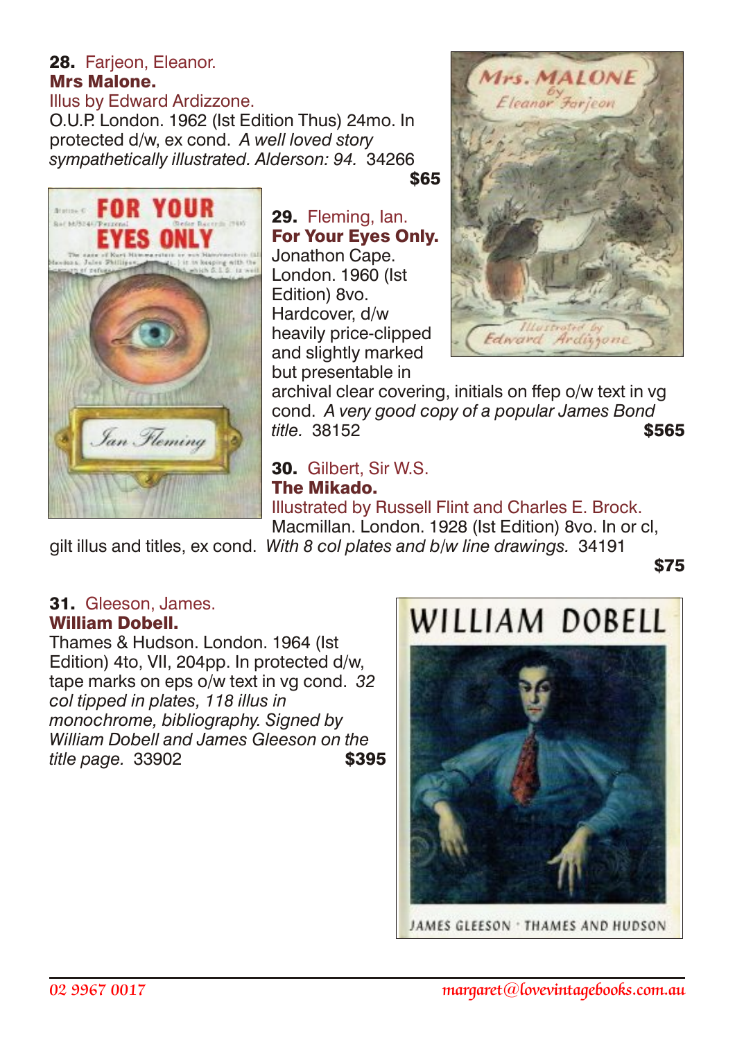**28.** Farjeon, Eleanor.
**Mrs Malone.**
Illus by Edward Ardizzone.
O.U.P. London. 1962 (Ist Edition Thus) 24mo. In protected d/w, ex cond. *A well loved story sympathetically illustrated. Alderson: 94.* 34266
**$65**

**29.** Fleming, Ian.
**For Your Eyes Only.**
Jonathon Cape. London. 1960 (Ist Edition) 8vo. Hardcover, d/w heavily price-clipped and slightly marked but presentable in archival clear covering, initials on ffep o/w text in vg cond. *A very good copy of a popular James Bond title.* 38152
**$565**

**30.** Gilbert, Sir W.S.
**The Mikado.**
Illustrated by Russell Flint and Charles E. Brock.
Macmillan. London. 1928 (Ist Edition) 8vo. In or cl, gilt illus and titles, ex cond. *With 8 col plates and b/w line drawings.* 34191
**$75**

**31.** Gleeson, James.
**William Dobell.**
Thames & Hudson. London. 1964 (Ist Edition) 4to, VII, 204pp. In protected d/w, tape marks on eps o/w text in vg cond. *32 col tipped in plates, 118 illus in monochrome, bibliography. Signed by William Dobell and James Gleeson on the title page.* 33902
**$395**

02 9967 0017 margaret@lovevintagebooks.com.au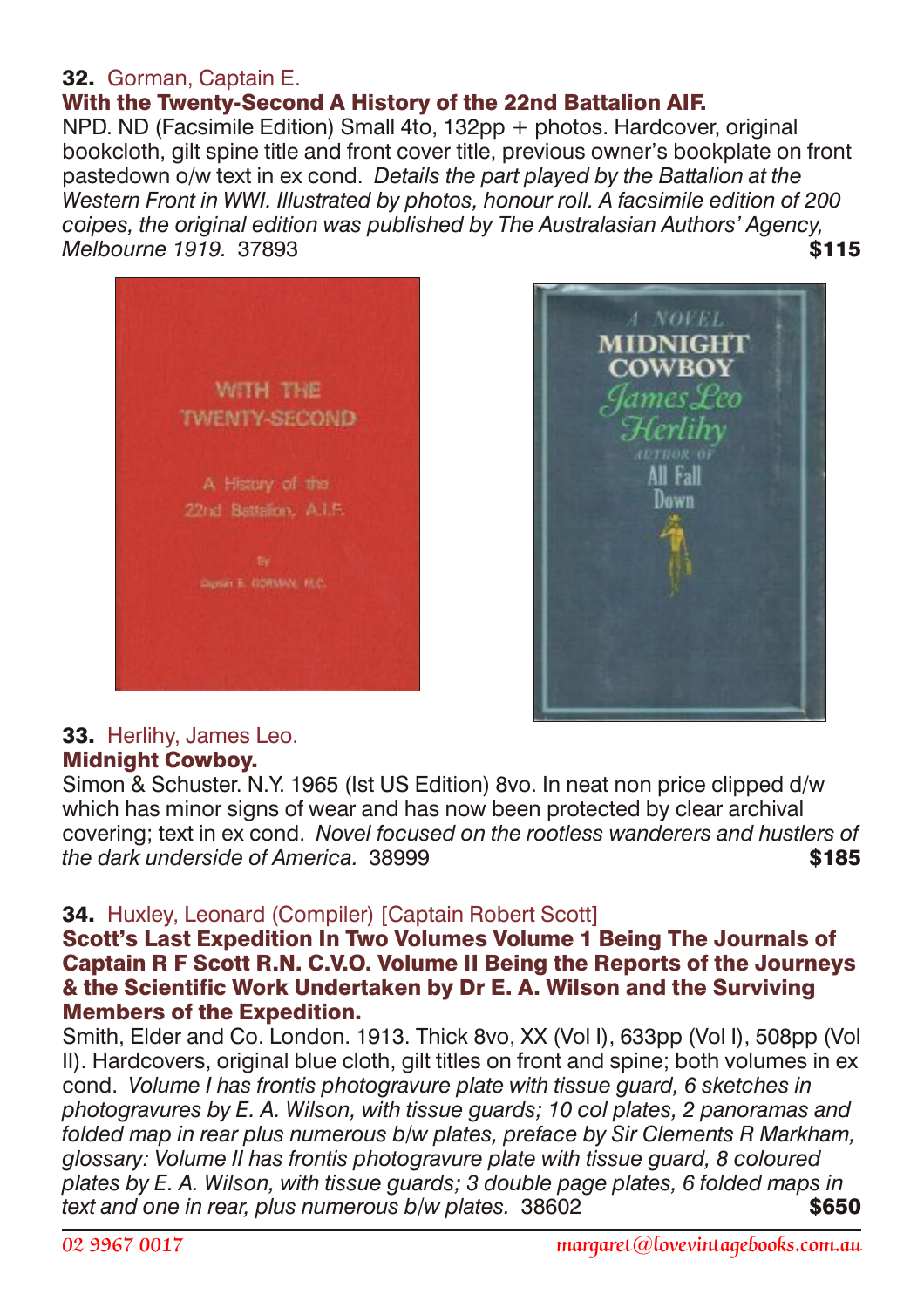**32.** Gorman, Captain E.

**With the Twenty-Second A History of the 22nd Battalion AIF.**

NPD. ND (Facsimile Edition) Small 4to, 132pp + photos. Hardcover, original bookcloth, gilt spine title and front cover title, previous owner's bookplate on front pastedown o/w text in ex cond. *Details the part played by the Battalion at the Western Front in WWI. Illustrated by photos, honour roll. A facsimile edition of 200 coipes, the original edition was published by The Australasian Authors' Agency, Melbourne 1919.* 37893 **$115**

**33.** Herlihy, James Leo.

**Midnight Cowboy.**

Simon & Schuster. N.Y. 1965 (Ist US Edition) 8vo. In neat non price clipped d/w which has minor signs of wear and has now been protected by clear archival covering; text in ex cond. *Novel focused on the rootless wanderers and hustlers of the dark underside of America.* 38999 **$185**

**34.** Huxley, Leonard (Compiler) [Captain Robert Scott]

**Scott's Last Expedition In Two Volumes Volume 1 Being The Journals of Captain R F Scott R.N. C.V.O. Volume II Being the Reports of the Journeys & the Scientific Work Undertaken by Dr E. A. Wilson and the Surviving Members of the Expedition.**

Smith, Elder and Co. London. 1913. Thick 8vo, XX (Vol I), 633pp (Vol I), 508pp (Vol II). Hardcovers, original blue cloth, gilt titles on front and spine; both volumes in ex cond. *Volume I has frontis photogravure plate with tissue guard, 6 sketches in photogravures by E. A. Wilson, with tissue guards; 10 col plates, 2 panoramas and folded map in rear plus numerous b/w plates, preface by Sir Clements R Markham, glossary: Volume II has frontis photogravure plate with tissue guard, 8 coloured plates by E. A. Wilson, with tissue guards; 3 double page plates, 6 folded maps in text and one in rear, plus numerous b/w plates.* 38602 **$650**

02 9967 0017 margaret@lovevintagebooks.com.au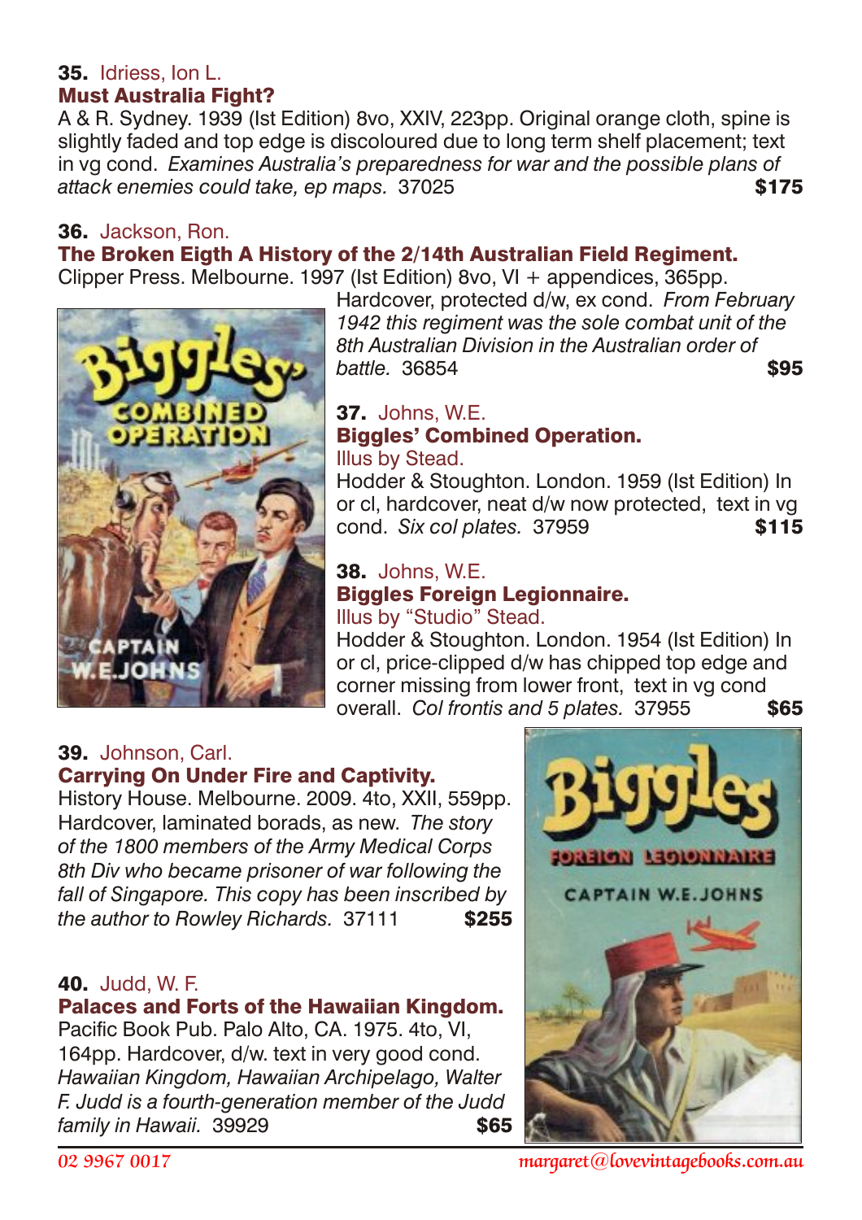**35.** Idriess, Ion L.
**Must Australia Fight?**
A & R. Sydney. 1939 (Ist Edition) 8vo, XXIV, 223pp. Original orange cloth, spine is slightly faded and top edge is discoloured due to long term shelf placement; text in vg cond. *Examines Australia's preparedness for war and the possible plans of attack enemies could take, ep maps.* 37025 **$175**

**36.** Jackson, Ron.
**The Broken Eigth A History of the 2/14th Australian Field Regiment.**
Clipper Press. Melbourne. 1997 (Ist Edition) 8vo, VI + appendices, 365pp. Hardcover, protected d/w, ex cond. *From February 1942 this regiment was the sole combat unit of the 8th Australian Division in the Australian order of battle.* 36854 **$95**

**37.** Johns, W.E.
**Biggles' Combined Operation.**
Illus by Stead.
Hodder & Stoughton. London. 1959 (Ist Edition) In or cl, hardcover, neat d/w now protected, text in vg cond. *Six col plates.* 37959 **$115**

**38.** Johns, W.E.
**Biggles Foreign Legionnaire.**
Illus by "Studio" Stead.
Hodder & Stoughton. London. 1954 (Ist Edition) In or cl, price-clipped d/w has chipped top edge and corner missing from lower front, text in vg cond overall. *Col frontis and 5 plates.* 37955 **$65**

**39.** Johnson, Carl.
**Carrying On Under Fire and Captivity.**
History House. Melbourne. 2009. 4to, XXII, 559pp. Hardcover, laminated borads, as new. *The story of the 1800 members of the Army Medical Corps 8th Div who became prisoner of war following the fall of Singapore. This copy has been inscribed by the author to Rowley Richards.* 37111 **$255**

**40.** Judd, W. F.
**Palaces and Forts of the Hawaiian Kingdom.**
Pacific Book Pub. Palo Alto, CA. 1975. 4to, VI, 164pp. Hardcover, d/w. text in very good cond. *Hawaiian Kingdom, Hawaiian Archipelago, Walter F. Judd is a fourth-generation member of the Judd family in Hawaii.* 39929 **$65**

02 9967 0017 margaret@lovevintagebooks.com.au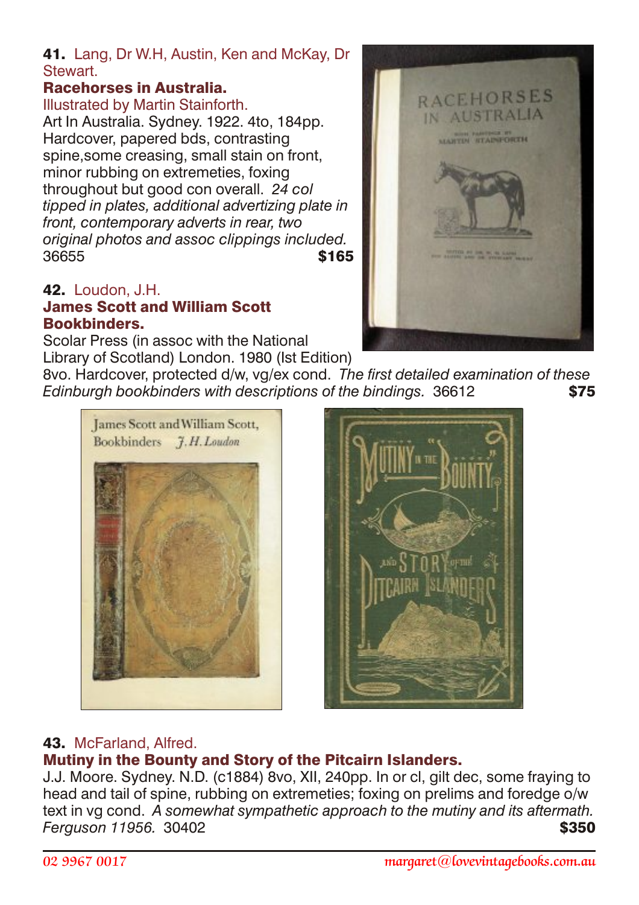**41.** Lang, Dr W.H, Austin, Ken and McKay, Dr Stewart.
**Racehorses in Australia.**
Illustrated by Martin Stainforth.
Art In Australia. Sydney. 1922. 4to, 184pp. Hardcover, papered bds, contrasting spine,some creasing, small stain on front, minor rubbing on extremeties, foxing throughout but good con overall. *24 col tipped in plates, additional advertizing plate in front, contemporary adverts in rear, two original photos and assoc clippings included.*
36655 **$165**

**42.** Loudon, J.H.
**James Scott and William Scott Bookbinders.**
Scolar Press (in assoc with the National Library of Scotland) London. 1980 (Ist Edition) 8vo. Hardcover, protected d/w, vg/ex cond. *The first detailed examination of these Edinburgh bookbinders with descriptions of the bindings.* 36612 **$75**

**43.** McFarland, Alfred.
**Mutiny in the Bounty and Story of the Pitcairn Islanders.**
J.J. Moore. Sydney. N.D. (c1884) 8vo, XII, 240pp. In or cl, gilt dec, some fraying to head and tail of spine, rubbing on extremeties; foxing on prelims and foredge o/w text in vg cond. *A somewhat sympathetic approach to the mutiny and its aftermath. Ferguson 11956.* 30402 **$350**

02 9967 0017 margaret@lovevintagebooks.com.au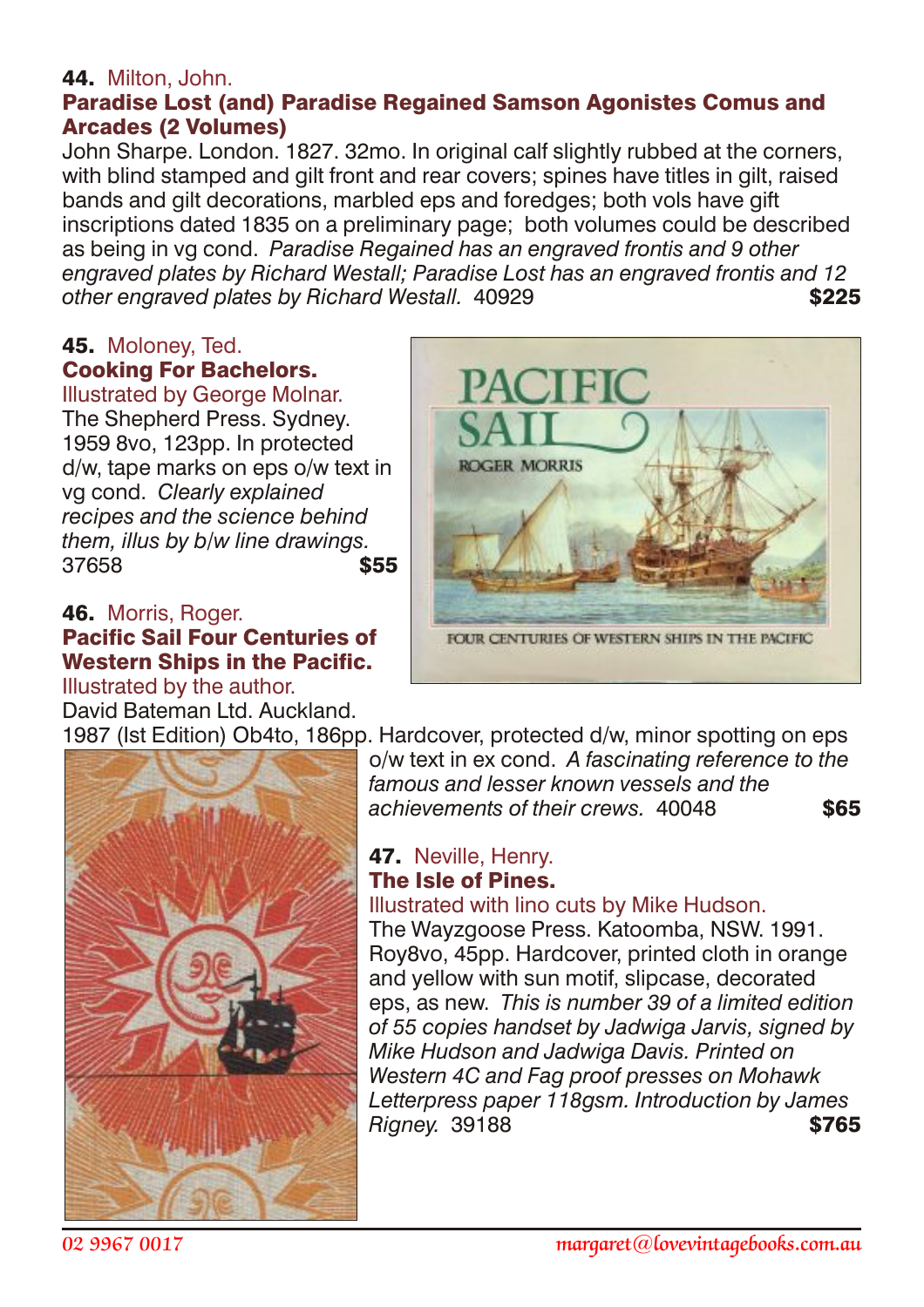**44.** Milton, John.
**Paradise Lost (and) Paradise Regained Samson Agonistes Comus and Arcades (2 Volumes)**
John Sharpe. London. 1827. 32mo. In original calf slightly rubbed at the corners, with blind stamped and gilt front and rear covers; spines have titles in gilt, raised bands and gilt decorations, marbled eps and foredges; both vols have gift inscriptions dated 1835 on a preliminary page; both volumes could be described as being in vg cond. *Paradise Regained has an engraved frontis and 9 other engraved plates by Richard Westall; Paradise Lost has an engraved frontis and 12 other engraved plates by Richard Westall.* 40929 **$225**

**45.** Moloney, Ted.
**Cooking For Bachelors.**
Illustrated by George Molnar.
The Shepherd Press. Sydney. 1959 8vo, 123pp. In protected d/w, tape marks on eps o/w text in vg cond. *Clearly explained recipes and the science behind them, illus by b/w line drawings.* 37658 **$55**

**46.** Morris, Roger.
**Pacific Sail Four Centuries of Western Ships in the Pacific.**
Illustrated by the author.
David Bateman Ltd. Auckland. 1987 (Ist Edition) Ob4to, 186pp. Hardcover, protected d/w, minor spotting on eps o/w text in ex cond. *A fascinating reference to the famous and lesser known vessels and the achievements of their crews.* 40048 **$65**

**47.** Neville, Henry.
**The Isle of Pines.**
Illustrated with lino cuts by Mike Hudson.
The Wayzgoose Press. Katoomba, NSW. 1991. Roy8vo, 45pp. Hardcover, printed cloth in orange and yellow with sun motif, slipcase, decorated eps, as new. *This is number 39 of a limited edition of 55 copies handset by Jadwiga Jarvis, signed by Mike Hudson and Jadwiga Davis. Printed on Western 4C and Fag proof presses on Mohawk Letterpress paper 118gsm. Introduction by James Rigney.* 39188 **$765**

02 9967 0017 margaret@lovevintagebooks.com.au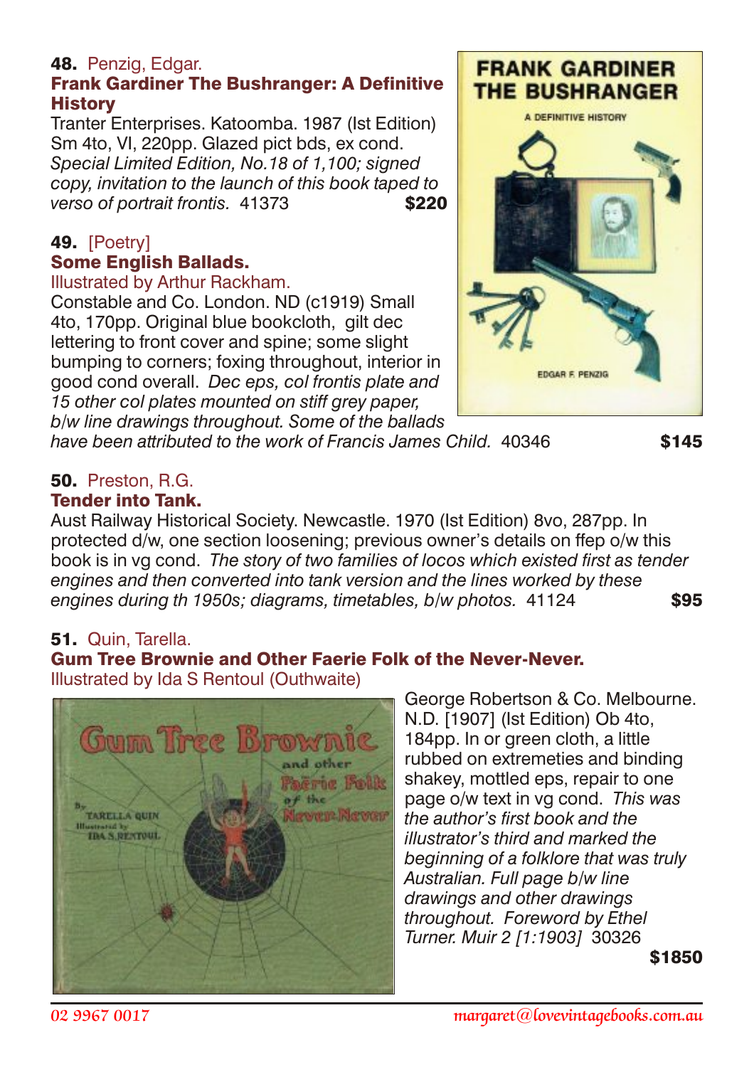**48.** Penzig, Edgar.
**Frank Gardiner The Bushranger: A Definitive History**
Tranter Enterprises. Katoomba. 1987 (Ist Edition) Sm 4to, VI, 220pp. Glazed pict bds, ex cond. *Special Limited Edition, No.18 of 1,100; signed copy, invitation to the launch of this book taped to verso of portrait frontis.* 41373 **$220**

**49.** [Poetry]
**Some English Ballads.**
Illustrated by Arthur Rackham.
Constable and Co. London. ND (c1919) Small 4to, 170pp. Original blue bookcloth, gilt dec lettering to front cover and spine; some slight bumping to corners; foxing throughout, interior in good cond overall. *Dec eps, col frontis plate and 15 other col plates mounted on stiff grey paper, b/w line drawings throughout. Some of the ballads have been attributed to the work of Francis James Child.* 40346 **$145**

**50.** Preston, R.G.
**Tender into Tank.**
Aust Railway Historical Society. Newcastle. 1970 (Ist Edition) 8vo, 287pp. In protected d/w, one section loosening; previous owner's details on ffep o/w this book is in vg cond. *The story of two families of locos which existed first as tender engines and then converted into tank version and the lines worked by these engines during th 1950s; diagrams, timetables, b/w photos.* 41124 **$95**

**51.** Quin, Tarella.
**Gum Tree Brownie and Other Faerie Folk of the Never-Never.**
Illustrated by Ida S Rentoul (Outhwaite)
George Robertson & Co. Melbourne. N.D. [1907] (Ist Edition) Ob 4to, 184pp. In or green cloth, a little rubbed on extremeties and binding shakey, mottled eps, repair to one page o/w text in vg cond. *This was the author's first book and the illustrator's third and marked the beginning of a folklore that was truly Australian. Full page b/w line drawings and other drawings throughout. Foreword by Ethel Turner. Muir 2 [1:1903]* 30326 **$1850**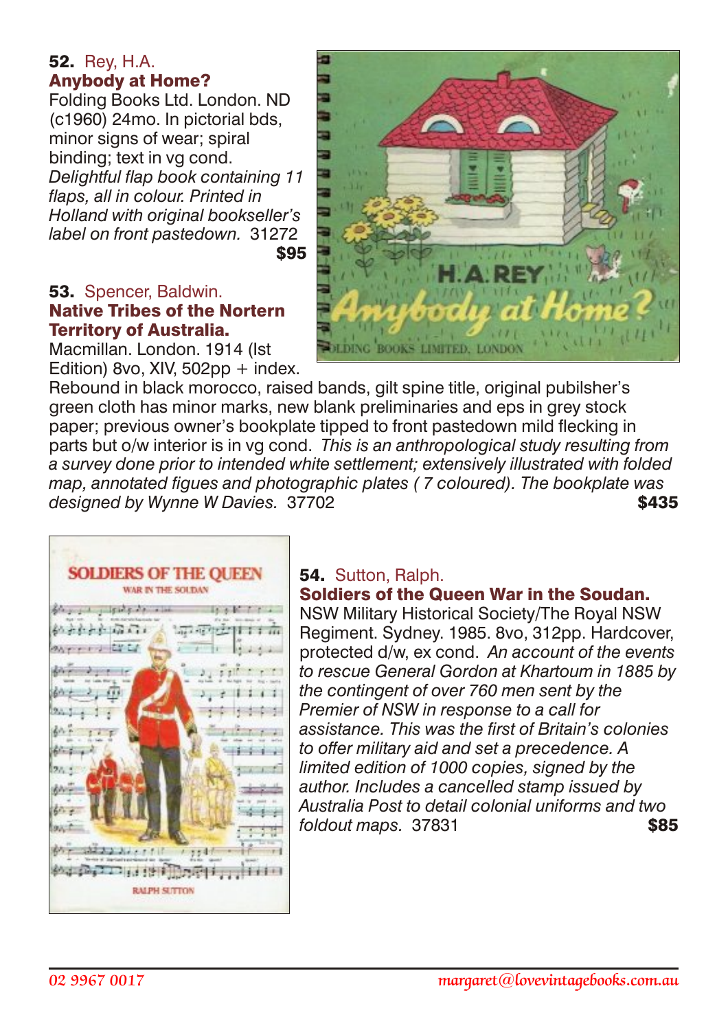**52.** Rey, H.A.
**Anybody at Home?**
Folding Books Ltd. London. ND (c1960) 24mo. In pictorial bds, minor signs of wear; spiral binding; text in vg cond. *Delightful flap book containing 11 flaps, all in colour. Printed in Holland with original bookseller's label on front pastedown.* 31272
**$95**

**53.** Spencer, Baldwin.
**Native Tribes of the Nortern Territory of Australia.**
Macmillan. London. 1914 (Ist Edition) 8vo, XIV, 502pp + index. Rebound in black morocco, raised bands, gilt spine title, original pubilsher's green cloth has minor marks, new blank preliminaries and eps in grey stock paper; previous owner's bookplate tipped to front pastedown mild flecking in parts but o/w interior is in vg cond. *This is an anthropological study resulting from a survey done prior to intended white settlement; extensively illustrated with folded map, annotated figues and photographic plates ( 7 coloured). The bookplate was designed by Wynne W Davies.* 37702
**$435**

**54.** Sutton, Ralph.
**Soldiers of the Queen War in the Soudan.**
NSW Military Historical Society/The Royal NSW Regiment. Sydney. 1985. 8vo, 312pp. Hardcover, protected d/w, ex cond. *An account of the events to rescue General Gordon at Khartoum in 1885 by the contingent of over 760 men sent by the Premier of NSW in response to a call for assistance. This was the first of Britain's colonies to offer military aid and set a precedence. A limited edition of 1000 copies, signed by the author. Includes a cancelled stamp issued by Australia Post to detail colonial uniforms and two foldout maps.* 37831
**$85**

02 9967 0017 margaret@lovevintagebooks.com.au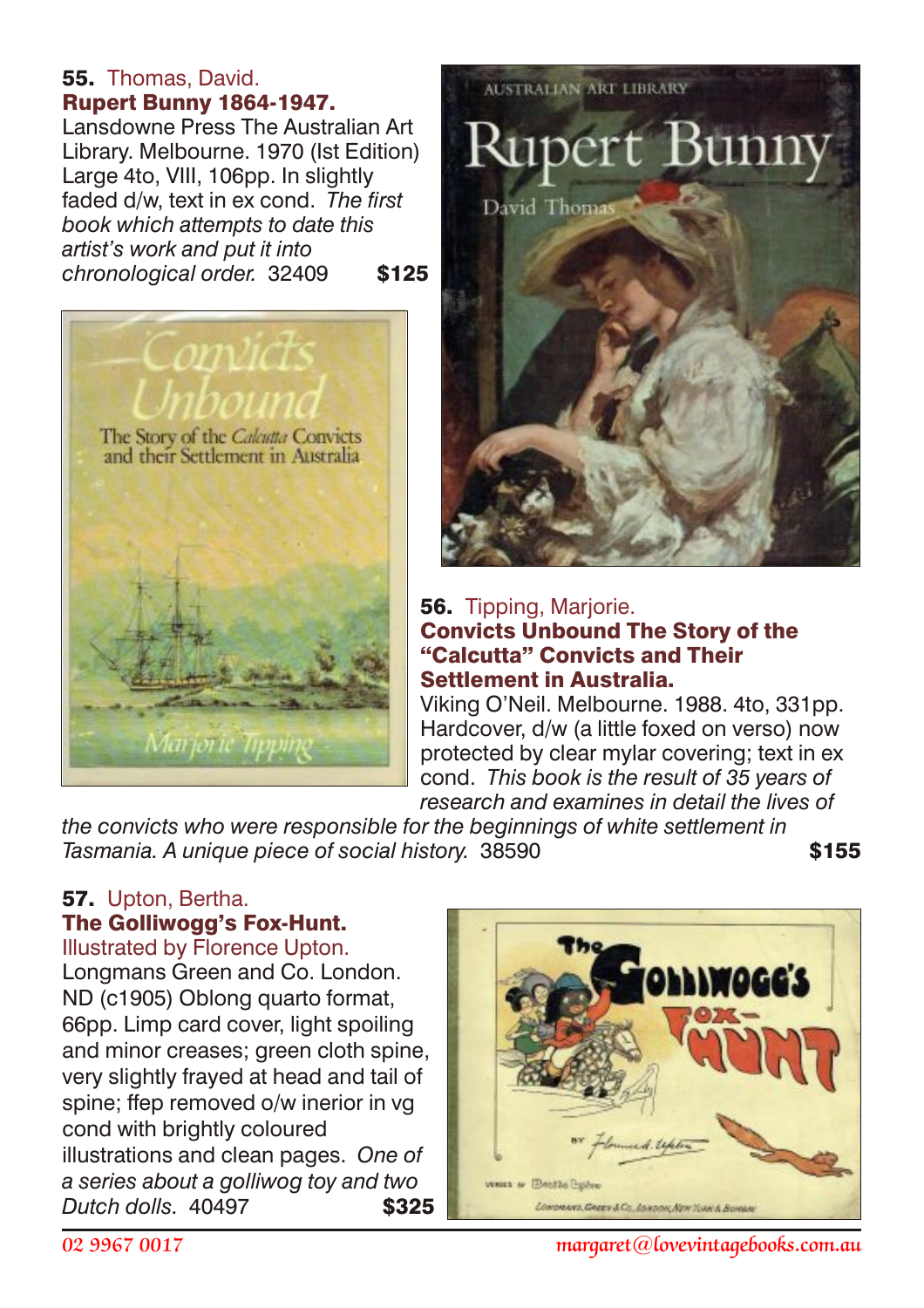**55.** Thomas, David.
**Rupert Bunny 1864-1947.**
Lansdowne Press The Australian Art Library. Melbourne. 1970 (Ist Edition) Large 4to, VIII, 106pp. In slightly faded d/w, text in ex cond. *The first book which attempts to date this artist's work and put it into chronological order.* 32409 **$125**

**56.** Tipping, Marjorie.
**Convicts Unbound The Story of the "Calcutta" Convicts and Their Settlement in Australia.**
Viking O'Neil. Melbourne. 1988. 4to, 331pp. Hardcover, d/w (a little foxed on verso) now protected by clear mylar covering; text in ex cond. *This book is the result of 35 years of research and examines in detail the lives of the convicts who were responsible for the beginnings of white settlement in Tasmania. A unique piece of social history.* 38590 **$155**

**57.** Upton, Bertha.
**The Golliwogg's Fox-Hunt.**
Illustrated by Florence Upton.
Longmans Green and Co. London. ND (c1905) Oblong quarto format, 66pp. Limp card cover, light spoiling and minor creases; green cloth spine, very slightly frayed at head and tail of spine; ffep removed o/w inerior in vg cond with brightly coloured illustrations and clean pages. *One of a series about a golliwog toy and two Dutch dolls.* 40497 **$325**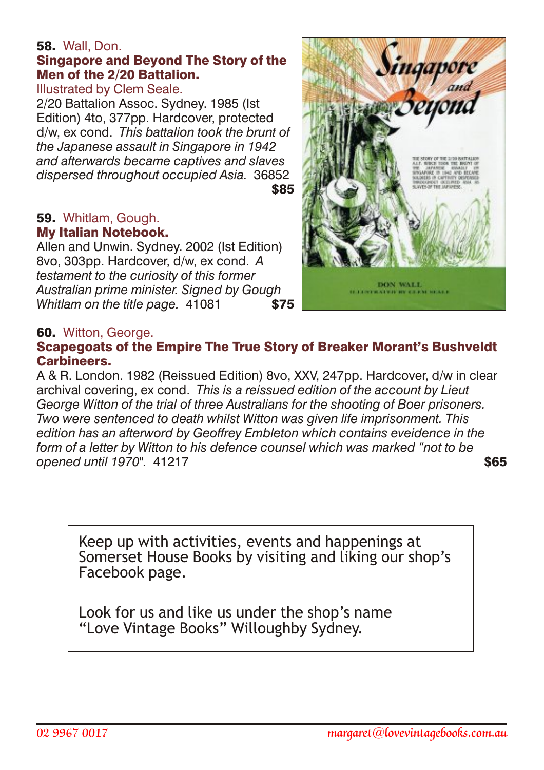**58.** Wall, Don.
**Singapore and Beyond The Story of the Men of the 2/20 Battalion.**
Illustrated by Clem Seale.
2/20 Battalion Assoc. Sydney. 1985 (Ist Edition) 4to, 377pp. Hardcover, protected d/w, ex cond. *This battalion took the brunt of the Japanese assault in Singapore in 1942 and afterwards became captives and slaves dispersed throughout occupied Asia.* 36852
**$85**

**59.** Whitlam, Gough.
**My Italian Notebook.**
Allen and Unwin. Sydney. 2002 (Ist Edition) 8vo, 303pp. Hardcover, d/w, ex cond. *A testament to the curiosity of this former Australian prime minister. Signed by Gough Whitlam on the title page.* 41081 **$75**

**60.** Witton, George.
**Scapegoats of the Empire The True Story of Breaker Morant's Bushveldt Carbineers.**
A & R. London. 1982 (Reissued Edition) 8vo, XXV, 247pp. Hardcover, d/w in clear archival covering, ex cond. *This is a reissued edition of the account by Lieut George Witton of the trial of three Australians for the shooting of Boer prisoners. Two were sentenced to death whilst Witton was given life imprisonment. This edition has an afterword by Geoffrey Embleton which contains eveidence in the form of a letter by Witton to his defence counsel which was marked "not to be opened until 1970".* 41217
**$65**

Keep up with activities, events and happenings at Somerset House Books by visiting and liking our shop's Facebook page.

Look for us and like us under the shop's name "Love Vintage Books" Willoughby Sydney.

02 9967 0017 margaret@lovevintagebooks.com.au